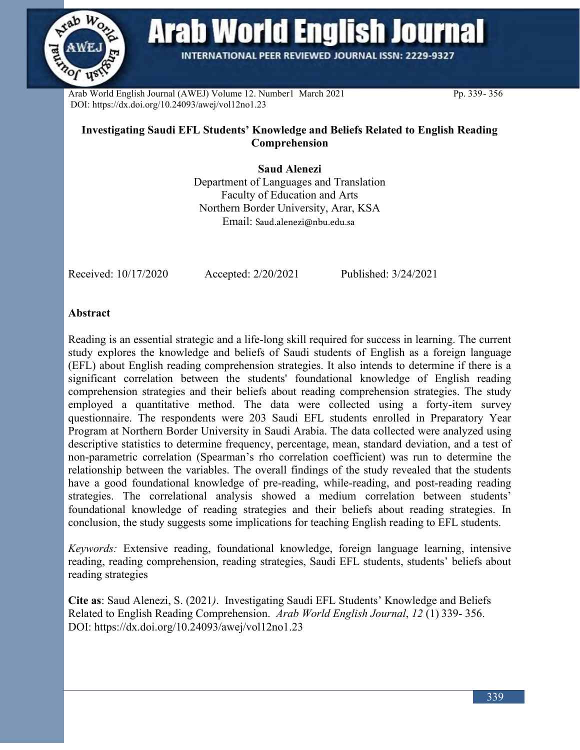# Investigating Saudi EFL Students' Knowledge and Beliefs Related to English Reading Comprehension

**Saud Alenezi**
Department of Languages and Translation
Faculty of Education and Arts
Northern Border University, Arar, KSA
Email: Saud.alenezi@nbu.edu.sa

Received: 10/17/2020 Accepted: 2/20/2021 Published: 3/24/2021

## Abstract

Reading is an essential strategic and a life-long skill required for success in learning. The current study explores the knowledge and beliefs of Saudi students of English as a foreign language (EFL) about English reading comprehension strategies. It also intends to determine if there is a significant correlation between the students' foundational knowledge of English reading comprehension strategies and their beliefs about reading comprehension strategies. The study employed a quantitative method. The data were collected using a forty-item survey questionnaire. The respondents were 203 Saudi EFL students enrolled in Preparatory Year Program at Northern Border University in Saudi Arabia. The data collected were analyzed using descriptive statistics to determine frequency, percentage, mean, standard deviation, and a test of non-parametric correlation (Spearman's rho correlation coefficient) was run to determine the relationship between the variables. The overall findings of the study revealed that the students have a good foundational knowledge of pre-reading, while-reading, and post-reading reading strategies. The correlational analysis showed a medium correlation between students' foundational knowledge of reading strategies and their beliefs about reading strategies. In conclusion, the study suggests some implications for teaching English reading to EFL students.

*Keywords:* Extensive reading, foundational knowledge, foreign language learning, intensive reading, reading comprehension, reading strategies, Saudi EFL students, students' beliefs about reading strategies

**Cite as**: Saud Alenezi, S. (2021). Investigating Saudi EFL Students' Knowledge and Beliefs Related to English Reading Comprehension. *Arab World English Journal*, *12* (1) 339- 356.
DOI: https://dx.doi.org/10.24093/awej/vol12no1.23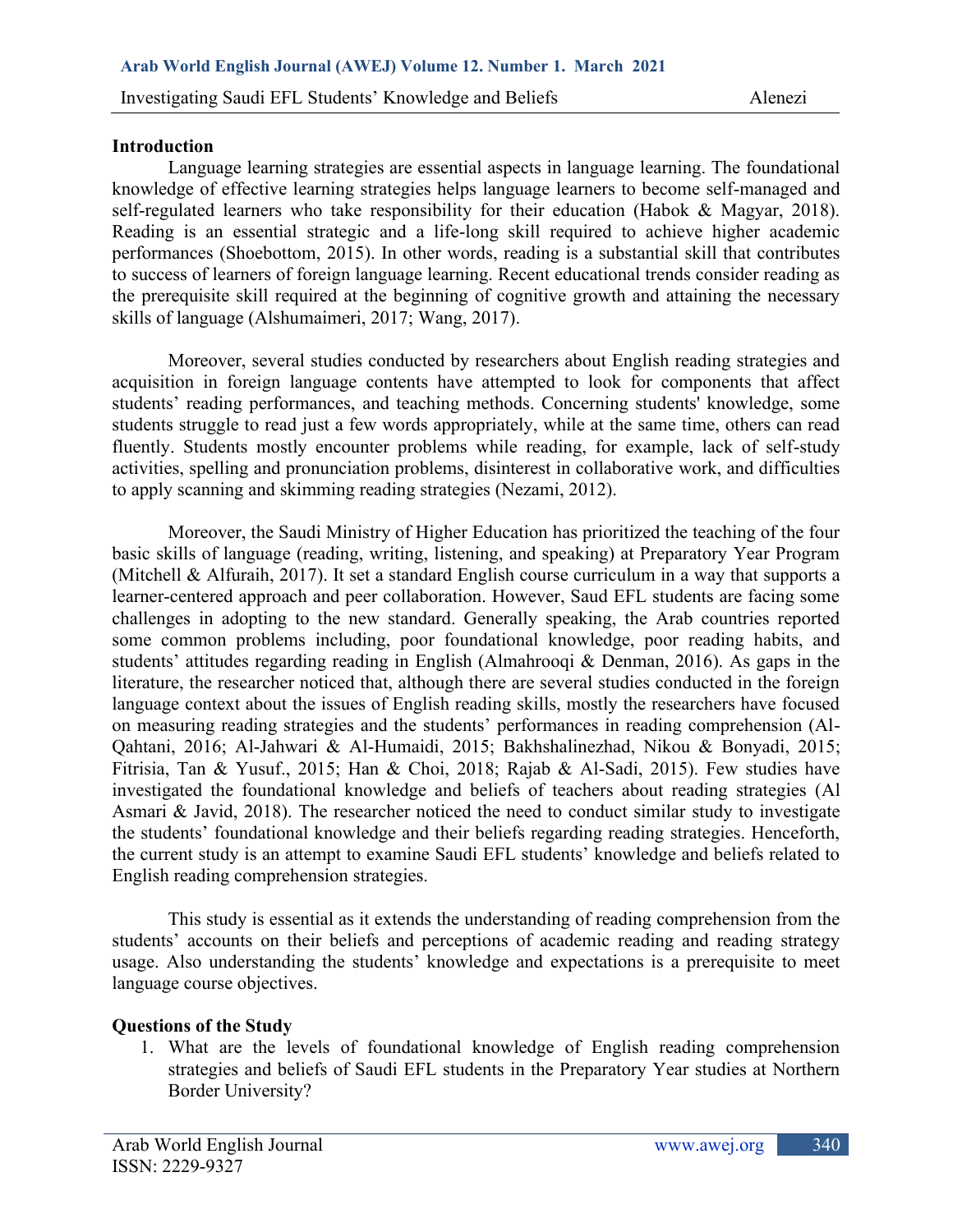## Introduction

Language learning strategies are essential aspects in language learning. The foundational knowledge of effective learning strategies helps language learners to become self-managed and self-regulated learners who take responsibility for their education (Habok & Magyar, 2018). Reading is an essential strategic and a life-long skill required to achieve higher academic performances (Shoebottom, 2015). In other words, reading is a substantial skill that contributes to success of learners of foreign language learning. Recent educational trends consider reading as the prerequisite skill required at the beginning of cognitive growth and attaining the necessary skills of language (Alshumaimeri, 2017; Wang, 2017).

Moreover, several studies conducted by researchers about English reading strategies and acquisition in foreign language contents have attempted to look for components that affect students' reading performances, and teaching methods. Concerning students' knowledge, some students struggle to read just a few words appropriately, while at the same time, others can read fluently. Students mostly encounter problems while reading, for example, lack of self-study activities, spelling and pronunciation problems, disinterest in collaborative work, and difficulties to apply scanning and skimming reading strategies (Nezami, 2012).

Moreover, the Saudi Ministry of Higher Education has prioritized the teaching of the four basic skills of language (reading, writing, listening, and speaking) at Preparatory Year Program (Mitchell & Alfuraih, 2017). It set a standard English course curriculum in a way that supports a learner-centered approach and peer collaboration. However, Saud EFL students are facing some challenges in adopting to the new standard. Generally speaking, the Arab countries reported some common problems including, poor foundational knowledge, poor reading habits, and students' attitudes regarding reading in English (Almahrooqi & Denman, 2016). As gaps in the literature, the researcher noticed that, although there are several studies conducted in the foreign language context about the issues of English reading skills, mostly the researchers have focused on measuring reading strategies and the students' performances in reading comprehension (Al-Qahtani, 2016; Al-Jahwari & Al-Humaidi, 2015; Bakhshalinezhad, Nikou & Bonyadi, 2015; Fitrisia, Tan & Yusuf., 2015; Han & Choi, 2018; Rajab & Al-Sadi, 2015). Few studies have investigated the foundational knowledge and beliefs of teachers about reading strategies (Al Asmari & Javid, 2018). The researcher noticed the need to conduct similar study to investigate the students' foundational knowledge and their beliefs regarding reading strategies. Henceforth, the current study is an attempt to examine Saudi EFL students' knowledge and beliefs related to English reading comprehension strategies.

This study is essential as it extends the understanding of reading comprehension from the students' accounts on their beliefs and perceptions of academic reading and reading strategy usage. Also understanding the students' knowledge and expectations is a prerequisite to meet language course objectives.

## Questions of the Study

1. What are the levels of foundational knowledge of English reading comprehension strategies and beliefs of Saudi EFL students in the Preparatory Year studies at Northern Border University?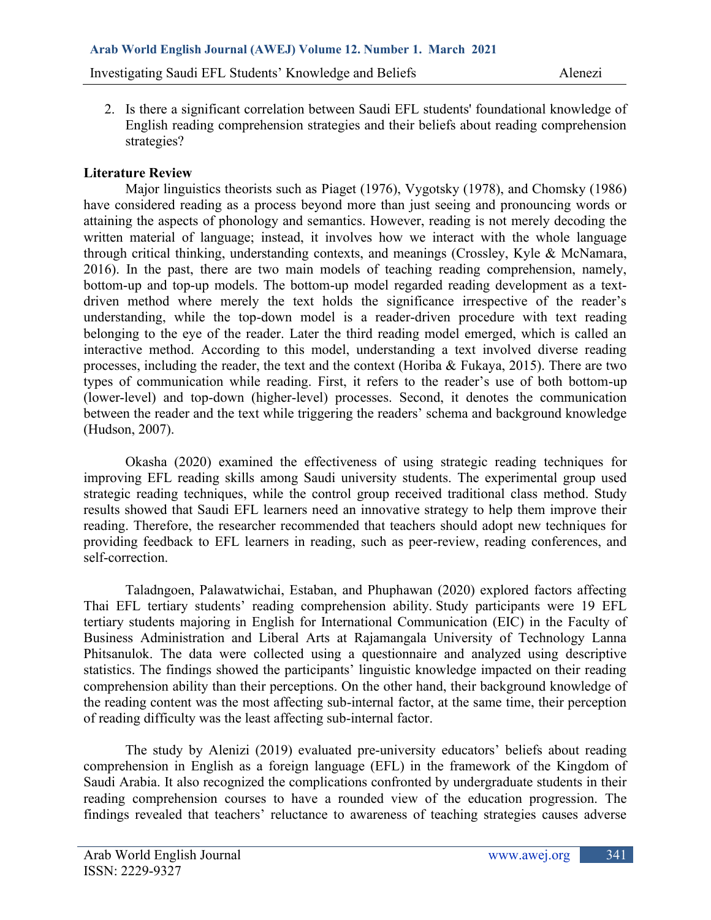2. Is there a significant correlation between Saudi EFL students' foundational knowledge of English reading comprehension strategies and their beliefs about reading comprehension strategies?

## Literature Review

Major linguistics theorists such as Piaget (1976), Vygotsky (1978), and Chomsky (1986) have considered reading as a process beyond more than just seeing and pronouncing words or attaining the aspects of phonology and semantics. However, reading is not merely decoding the written material of language; instead, it involves how we interact with the whole language through critical thinking, understanding contexts, and meanings (Crossley, Kyle & McNamara, 2016). In the past, there are two main models of teaching reading comprehension, namely, bottom-up and top-up models. The bottom-up model regarded reading development as a text-driven method where merely the text holds the significance irrespective of the reader's understanding, while the top-down model is a reader-driven procedure with text reading belonging to the eye of the reader. Later the third reading model emerged, which is called an interactive method. According to this model, understanding a text involved diverse reading processes, including the reader, the text and the context (Horiba & Fukaya, 2015). There are two types of communication while reading. First, it refers to the reader's use of both bottom-up (lower-level) and top-down (higher-level) processes. Second, it denotes the communication between the reader and the text while triggering the readers' schema and background knowledge (Hudson, 2007).

Okasha (2020) examined the effectiveness of using strategic reading techniques for improving EFL reading skills among Saudi university students. The experimental group used strategic reading techniques, while the control group received traditional class method. Study results showed that Saudi EFL learners need an innovative strategy to help them improve their reading. Therefore, the researcher recommended that teachers should adopt new techniques for providing feedback to EFL learners in reading, such as peer-review, reading conferences, and self-correction.

Taladngoen, Palawatwichai, Estaban, and Phuphawan (2020) explored factors affecting Thai EFL tertiary students' reading comprehension ability. Study participants were 19 EFL tertiary students majoring in English for International Communication (EIC) in the Faculty of Business Administration and Liberal Arts at Rajamangala University of Technology Lanna Phitsanulok. The data were collected using a questionnaire and analyzed using descriptive statistics. The findings showed the participants' linguistic knowledge impacted on their reading comprehension ability than their perceptions. On the other hand, their background knowledge of the reading content was the most affecting sub-internal factor, at the same time, their perception of reading difficulty was the least affecting sub-internal factor.

The study by Alenizi (2019) evaluated pre-university educators' beliefs about reading comprehension in English as a foreign language (EFL) in the framework of the Kingdom of Saudi Arabia. It also recognized the complications confronted by undergraduate students in their reading comprehension courses to have a rounded view of the education progression. The findings revealed that teachers' reluctance to awareness of teaching strategies causes adverse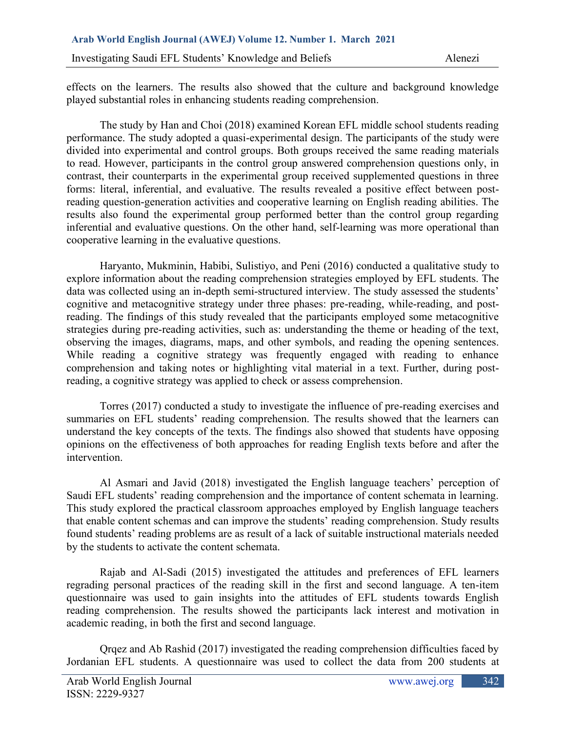effects on the learners. The results also showed that the culture and background knowledge played substantial roles in enhancing students reading comprehension.

The study by Han and Choi (2018) examined Korean EFL middle school students reading performance. The study adopted a quasi-experimental design. The participants of the study were divided into experimental and control groups. Both groups received the same reading materials to read. However, participants in the control group answered comprehension questions only, in contrast, their counterparts in the experimental group received supplemented questions in three forms: literal, inferential, and evaluative. The results revealed a positive effect between post-reading question-generation activities and cooperative learning on English reading abilities. The results also found the experimental group performed better than the control group regarding inferential and evaluative questions. On the other hand, self-learning was more operational than cooperative learning in the evaluative questions.

Haryanto, Mukminin, Habibi, Sulistiyo, and Peni (2016) conducted a qualitative study to explore information about the reading comprehension strategies employed by EFL students. The data was collected using an in-depth semi-structured interview. The study assessed the students' cognitive and metacognitive strategy under three phases: pre-reading, while-reading, and post-reading. The findings of this study revealed that the participants employed some metacognitive strategies during pre-reading activities, such as: understanding the theme or heading of the text, observing the images, diagrams, maps, and other symbols, and reading the opening sentences. While reading a cognitive strategy was frequently engaged with reading to enhance comprehension and taking notes or highlighting vital material in a text. Further, during post-reading, a cognitive strategy was applied to check or assess comprehension.

Torres (2017) conducted a study to investigate the influence of pre-reading exercises and summaries on EFL students' reading comprehension. The results showed that the learners can understand the key concepts of the texts. The findings also showed that students have opposing opinions on the effectiveness of both approaches for reading English texts before and after the intervention.

Al Asmari and Javid (2018) investigated the English language teachers' perception of Saudi EFL students' reading comprehension and the importance of content schemata in learning. This study explored the practical classroom approaches employed by English language teachers that enable content schemas and can improve the students' reading comprehension. Study results found students' reading problems are as result of a lack of suitable instructional materials needed by the students to activate the content schemata.

Rajab and Al-Sadi (2015) investigated the attitudes and preferences of EFL learners regrading personal practices of the reading skill in the first and second language. A ten-item questionnaire was used to gain insights into the attitudes of EFL students towards English reading comprehension. The results showed the participants lack interest and motivation in academic reading, in both the first and second language.

Qrqez and Ab Rashid (2017) investigated the reading comprehension difficulties faced by Jordanian EFL students. A questionnaire was used to collect the data from 200 students at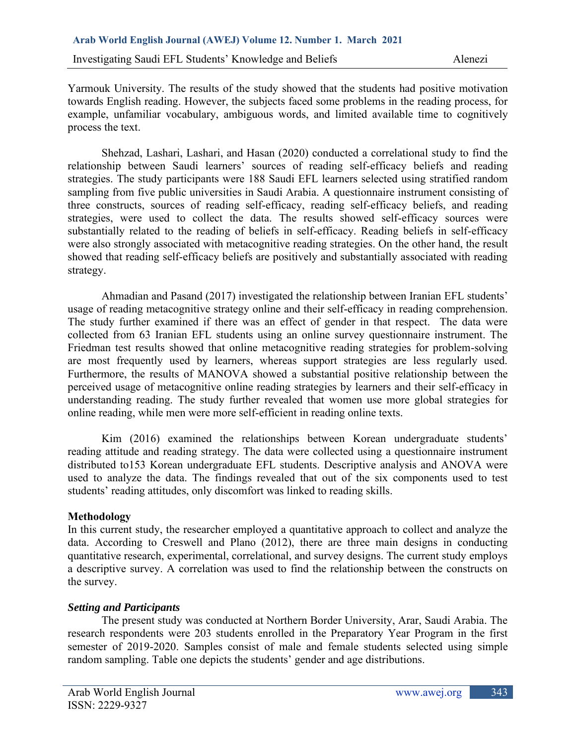Yarmouk University. The results of the study showed that the students had positive motivation towards English reading. However, the subjects faced some problems in the reading process, for example, unfamiliar vocabulary, ambiguous words, and limited available time to cognitively process the text.

Shehzad, Lashari, Lashari, and Hasan (2020) conducted a correlational study to find the relationship between Saudi learners' sources of reading self-efficacy beliefs and reading strategies. The study participants were 188 Saudi EFL learners selected using stratified random sampling from five public universities in Saudi Arabia. A questionnaire instrument consisting of three constructs, sources of reading self-efficacy, reading self-efficacy beliefs, and reading strategies, were used to collect the data. The results showed self-efficacy sources were substantially related to the reading of beliefs in self-efficacy. Reading beliefs in self-efficacy were also strongly associated with metacognitive reading strategies. On the other hand, the result showed that reading self-efficacy beliefs are positively and substantially associated with reading strategy.

Ahmadian and Pasand (2017) investigated the relationship between Iranian EFL students' usage of reading metacognitive strategy online and their self-efficacy in reading comprehension. The study further examined if there was an effect of gender in that respect. The data were collected from 63 Iranian EFL students using an online survey questionnaire instrument. The Friedman test results showed that online metacognitive reading strategies for problem-solving are most frequently used by learners, whereas support strategies are less regularly used. Furthermore, the results of MANOVA showed a substantial positive relationship between the perceived usage of metacognitive online reading strategies by learners and their self-efficacy in understanding reading. The study further revealed that women use more global strategies for online reading, while men were more self-efficient in reading online texts.

Kim (2016) examined the relationships between Korean undergraduate students' reading attitude and reading strategy. The data were collected using a questionnaire instrument distributed to153 Korean undergraduate EFL students. Descriptive analysis and ANOVA were used to analyze the data. The findings revealed that out of the six components used to test students' reading attitudes, only discomfort was linked to reading skills.

## Methodology

In this current study, the researcher employed a quantitative approach to collect and analyze the data. According to Creswell and Plano (2012), there are three main designs in conducting quantitative research, experimental, correlational, and survey designs. The current study employs a descriptive survey. A correlation was used to find the relationship between the constructs on the survey.

### *Setting and Participants*

The present study was conducted at Northern Border University, Arar, Saudi Arabia. The research respondents were 203 students enrolled in the Preparatory Year Program in the first semester of 2019-2020. Samples consist of male and female students selected using simple random sampling. Table one depicts the students' gender and age distributions.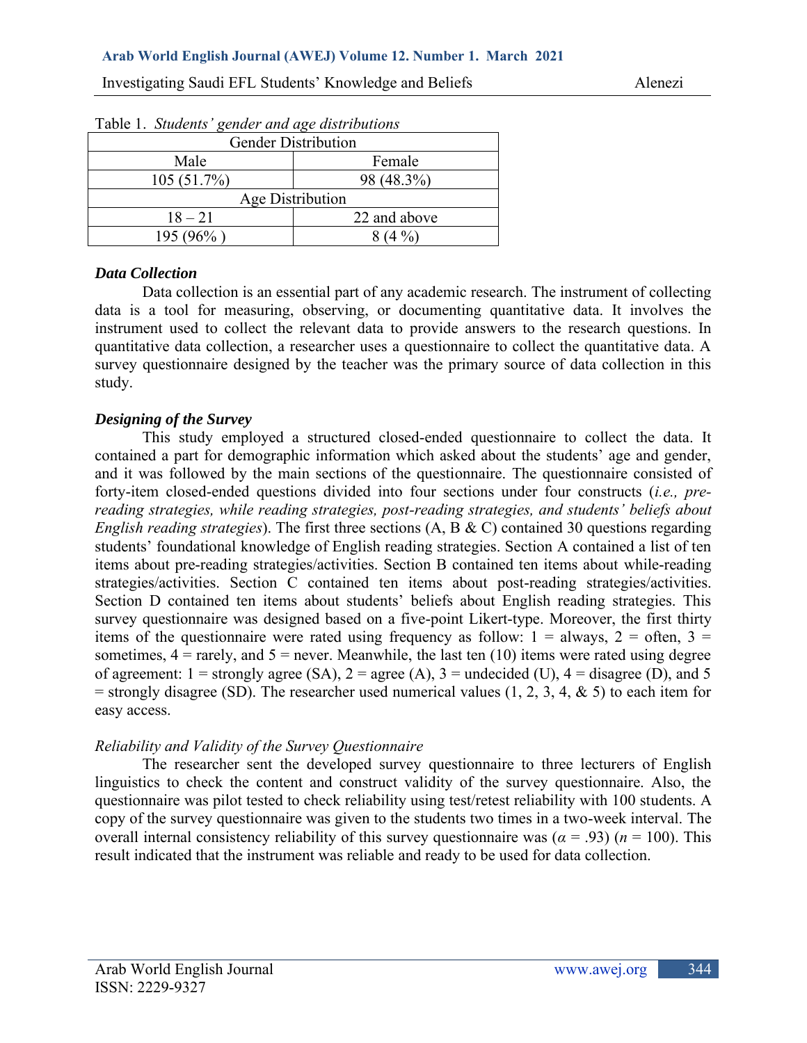Table 1. *Students' gender and age distributions*

| Gender Distribution | |
|---|---|
| Male | Female |
| 105 (51.7%) | 98 (48.3%) |
| Age Distribution | |
| 18 – 21 | 22 and above |
| 195 (96% ) | 8 (4 %) |

### *Data Collection*

Data collection is an essential part of any academic research. The instrument of collecting data is a tool for measuring, observing, or documenting quantitative data. It involves the instrument used to collect the relevant data to provide answers to the research questions. In quantitative data collection, a researcher uses a questionnaire to collect the quantitative data. A survey questionnaire designed by the teacher was the primary source of data collection in this study.

### *Designing of the Survey*

This study employed a structured closed-ended questionnaire to collect the data. It contained a part for demographic information which asked about the students' age and gender, and it was followed by the main sections of the questionnaire. The questionnaire consisted of forty-item closed-ended questions divided into four sections under four constructs (*i.e., pre-reading strategies, while reading strategies, post-reading strategies, and students' beliefs about English reading strategies*). The first three sections (A, B & C) contained 30 questions regarding students' foundational knowledge of English reading strategies. Section A contained a list of ten items about pre-reading strategies/activities. Section B contained ten items about while-reading strategies/activities. Section C contained ten items about post-reading strategies/activities. Section D contained ten items about students' beliefs about English reading strategies. This survey questionnaire was designed based on a five-point Likert-type. Moreover, the first thirty items of the questionnaire were rated using frequency as follow: 1 = always, 2 = often, 3 = sometimes, 4 = rarely, and 5 = never. Meanwhile, the last ten (10) items were rated using degree of agreement: 1 = strongly agree (SA), 2 = agree (A), 3 = undecided (U), 4 = disagree (D), and 5 = strongly disagree (SD). The researcher used numerical values (1, 2, 3, 4, & 5) to each item for easy access.

#### *Reliability and Validity of the Survey Questionnaire*

The researcher sent the developed survey questionnaire to three lecturers of English linguistics to check the content and construct validity of the survey questionnaire. Also, the questionnaire was pilot tested to check reliability using test/retest reliability with 100 students. A copy of the survey questionnaire was given to the students two times in a two-week interval. The overall internal consistency reliability of this survey questionnaire was ($\alpha$ = .93) ($n$ = 100). This result indicated that the instrument was reliable and ready to be used for data collection.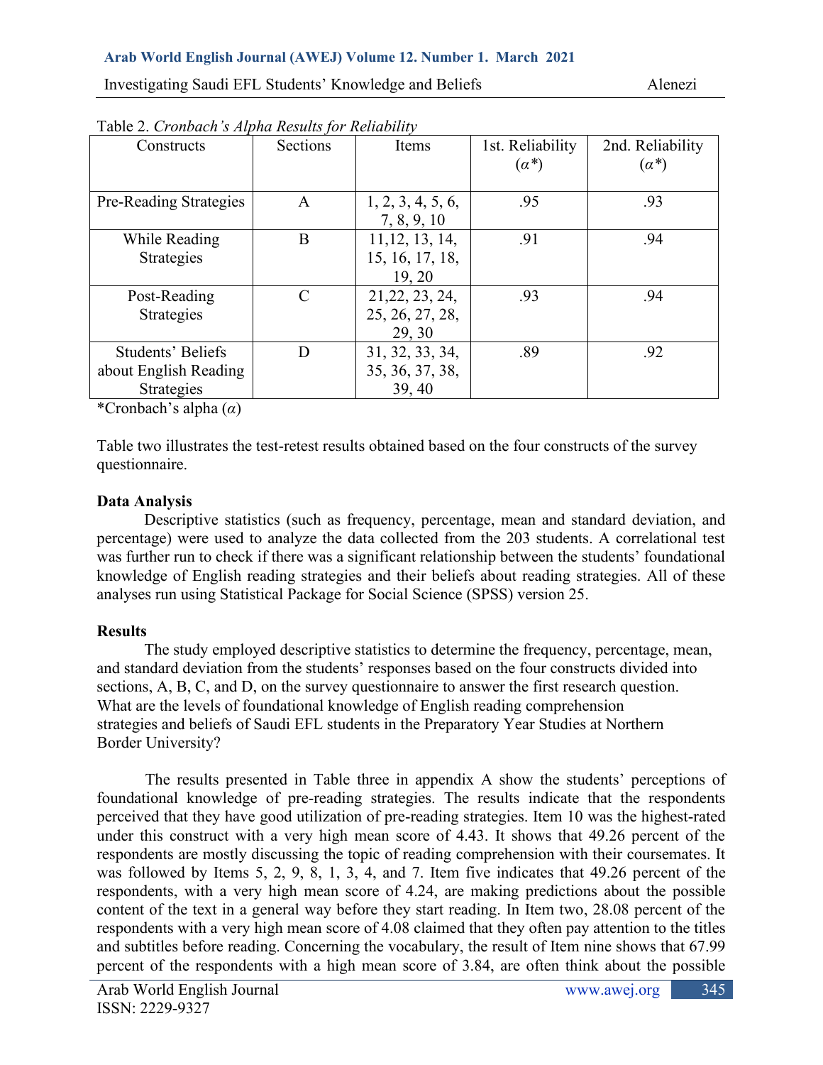Table 2. *Cronbach's Alpha Results for Reliability*

| Constructs | Sections | Items | 1st. Reliability ($\alpha$*) | 2nd. Reliability ($\alpha$*) |
|---|---|---|---|---|
| Pre-Reading Strategies | A | 1, 2, 3, 4, 5, 6, 7, 8, 9, 10 | .95 | .93 |
| While Reading Strategies | B | 11,12, 13, 14, 15, 16, 17, 18, 19, 20 | .91 | .94 |
| Post-Reading Strategies | C | 21,22, 23, 24, 25, 26, 27, 28, 29, 30 | .93 | .94 |
| Students' Beliefs about English Reading Strategies | D | 31, 32, 33, 34, 35, 36, 37, 38, 39, 40 | .89 | .92 |

*Cronbach's alpha ($\alpha$)

Table two illustrates the test-retest results obtained based on the four constructs of the survey questionnaire.

**Data Analysis**

Descriptive statistics (such as frequency, percentage, mean and standard deviation, and percentage) were used to analyze the data collected from the 203 students. A correlational test was further run to check if there was a significant relationship between the students' foundational knowledge of English reading strategies and their beliefs about reading strategies. All of these analyses run using Statistical Package for Social Science (SPSS) version 25.

**Results**

The study employed descriptive statistics to determine the frequency, percentage, mean, and standard deviation from the students' responses based on the four constructs divided into sections, A, B, C, and D, on the survey questionnaire to answer the first research question. What are the levels of foundational knowledge of English reading comprehension strategies and beliefs of Saudi EFL students in the Preparatory Year Studies at Northern Border University?

The results presented in Table three in appendix A show the students' perceptions of foundational knowledge of pre-reading strategies. The results indicate that the respondents perceived that they have good utilization of pre-reading strategies. Item 10 was the highest-rated under this construct with a very high mean score of 4.43. It shows that 49.26 percent of the respondents are mostly discussing the topic of reading comprehension with their coursemates. It was followed by Items 5, 2, 9, 8, 1, 3, 4, and 7. Item five indicates that 49.26 percent of the respondents, with a very high mean score of 4.24, are making predictions about the possible content of the text in a general way before they start reading. In Item two, 28.08 percent of the respondents with a very high mean score of 4.08 claimed that they often pay attention to the titles and subtitles before reading. Concerning the vocabulary, the result of Item nine shows that 67.99 percent of the respondents with a high mean score of 3.84, are often think about the possible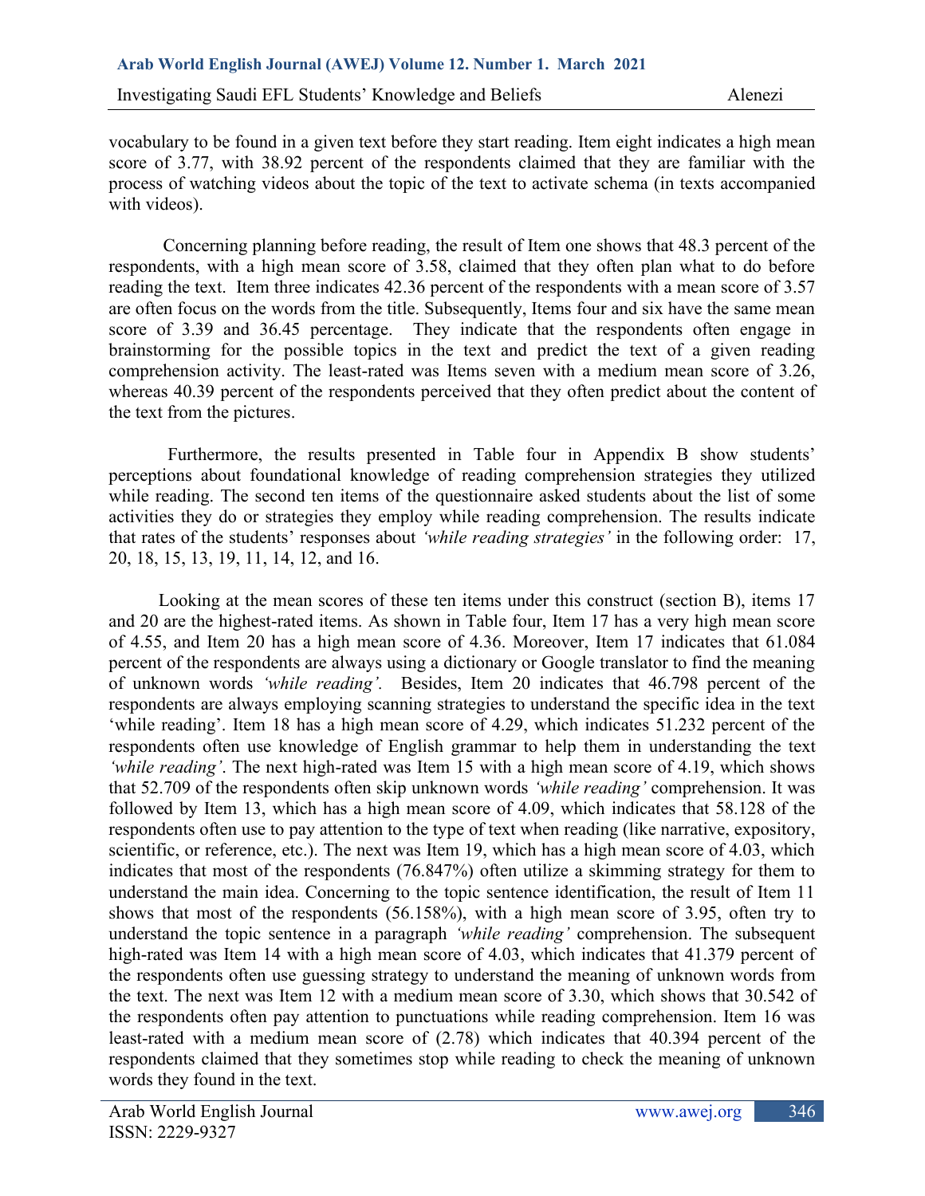vocabulary to be found in a given text before they start reading. Item eight indicates a high mean score of 3.77, with 38.92 percent of the respondents claimed that they are familiar with the process of watching videos about the topic of the text to activate schema (in texts accompanied with videos).

Concerning planning before reading, the result of Item one shows that 48.3 percent of the respondents, with a high mean score of 3.58, claimed that they often plan what to do before reading the text. Item three indicates 42.36 percent of the respondents with a mean score of 3.57 are often focus on the words from the title. Subsequently, Items four and six have the same mean score of 3.39 and 36.45 percentage. They indicate that the respondents often engage in brainstorming for the possible topics in the text and predict the text of a given reading comprehension activity. The least-rated was Items seven with a medium mean score of 3.26, whereas 40.39 percent of the respondents perceived that they often predict about the content of the text from the pictures.

Furthermore, the results presented in Table four in Appendix B show students' perceptions about foundational knowledge of reading comprehension strategies they utilized while reading. The second ten items of the questionnaire asked students about the list of some activities they do or strategies they employ while reading comprehension. The results indicate that rates of the students' responses about *'while reading strategies'* in the following order: 17, 20, 18, 15, 13, 19, 11, 14, 12, and 16.

Looking at the mean scores of these ten items under this construct (section B), items 17 and 20 are the highest-rated items. As shown in Table four, Item 17 has a very high mean score of 4.55, and Item 20 has a high mean score of 4.36. Moreover, Item 17 indicates that 61.084 percent of the respondents are always using a dictionary or Google translator to find the meaning of unknown words *'while reading'.* Besides, Item 20 indicates that 46.798 percent of the respondents are always employing scanning strategies to understand the specific idea in the text 'while reading'. Item 18 has a high mean score of 4.29, which indicates 51.232 percent of the respondents often use knowledge of English grammar to help them in understanding the text *'while reading'*. The next high-rated was Item 15 with a high mean score of 4.19, which shows that 52.709 of the respondents often skip unknown words *'while reading'* comprehension. It was followed by Item 13, which has a high mean score of 4.09, which indicates that 58.128 of the respondents often use to pay attention to the type of text when reading (like narrative, expository, scientific, or reference, etc.). The next was Item 19, which has a high mean score of 4.03, which indicates that most of the respondents (76.847%) often utilize a skimming strategy for them to understand the main idea. Concerning to the topic sentence identification, the result of Item 11 shows that most of the respondents (56.158%), with a high mean score of 3.95, often try to understand the topic sentence in a paragraph *'while reading'* comprehension. The subsequent high-rated was Item 14 with a high mean score of 4.03, which indicates that 41.379 percent of the respondents often use guessing strategy to understand the meaning of unknown words from the text. The next was Item 12 with a medium mean score of 3.30, which shows that 30.542 of the respondents often pay attention to punctuations while reading comprehension. Item 16 was least-rated with a medium mean score of (2.78) which indicates that 40.394 percent of the respondents claimed that they sometimes stop while reading to check the meaning of unknown words they found in the text.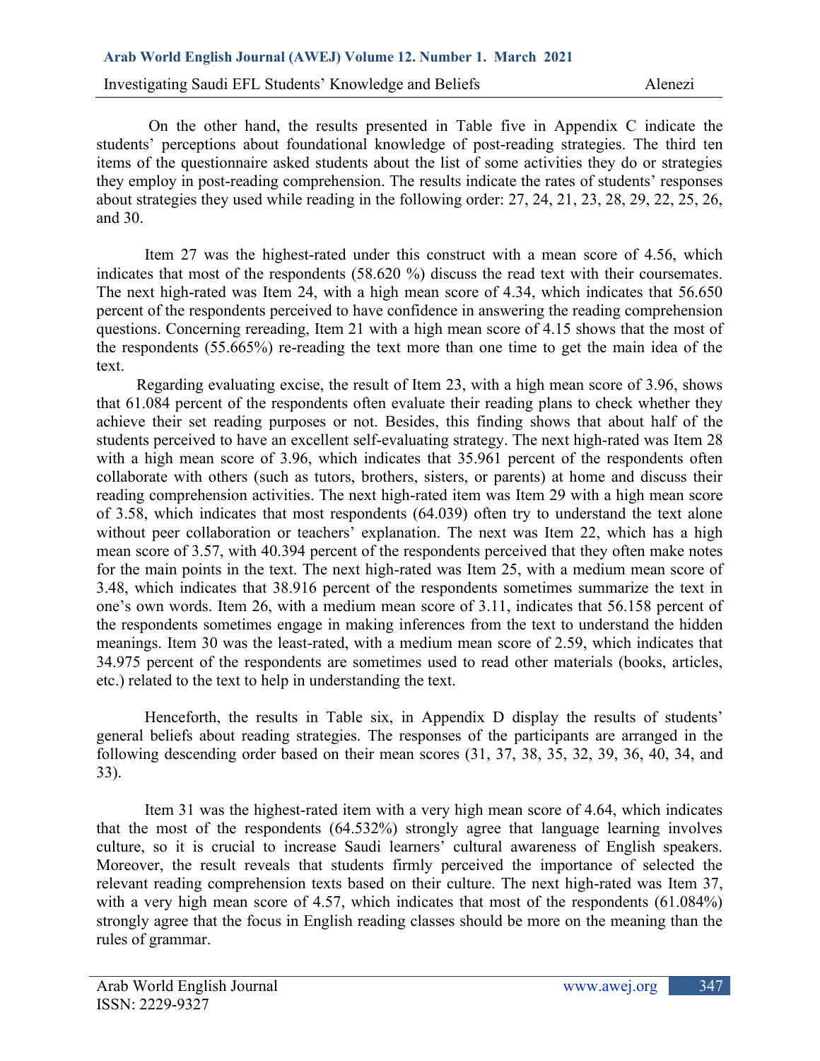On the other hand, the results presented in Table five in Appendix C indicate the students' perceptions about foundational knowledge of post-reading strategies. The third ten items of the questionnaire asked students about the list of some activities they do or strategies they employ in post-reading comprehension. The results indicate the rates of students' responses about strategies they used while reading in the following order: 27, 24, 21, 23, 28, 29, 22, 25, 26, and 30.

Item 27 was the highest-rated under this construct with a mean score of 4.56, which indicates that most of the respondents (58.620 %) discuss the read text with their coursemates. The next high-rated was Item 24, with a high mean score of 4.34, which indicates that 56.650 percent of the respondents perceived to have confidence in answering the reading comprehension questions. Concerning rereading, Item 21 with a high mean score of 4.15 shows that the most of the respondents (55.665%) re-reading the text more than one time to get the main idea of the text.

Regarding evaluating excise, the result of Item 23, with a high mean score of 3.96, shows that 61.084 percent of the respondents often evaluate their reading plans to check whether they achieve their set reading purposes or not. Besides, this finding shows that about half of the students perceived to have an excellent self-evaluating strategy. The next high-rated was Item 28 with a high mean score of 3.96, which indicates that 35.961 percent of the respondents often collaborate with others (such as tutors, brothers, sisters, or parents) at home and discuss their reading comprehension activities. The next high-rated item was Item 29 with a high mean score of 3.58, which indicates that most respondents (64.039) often try to understand the text alone without peer collaboration or teachers' explanation. The next was Item 22, which has a high mean score of 3.57, with 40.394 percent of the respondents perceived that they often make notes for the main points in the text. The next high-rated was Item 25, with a medium mean score of 3.48, which indicates that 38.916 percent of the respondents sometimes summarize the text in one's own words. Item 26, with a medium mean score of 3.11, indicates that 56.158 percent of the respondents sometimes engage in making inferences from the text to understand the hidden meanings. Item 30 was the least-rated, with a medium mean score of 2.59, which indicates that 34.975 percent of the respondents are sometimes used to read other materials (books, articles, etc.) related to the text to help in understanding the text.

Henceforth, the results in Table six, in Appendix D display the results of students' general beliefs about reading strategies. The responses of the participants are arranged in the following descending order based on their mean scores (31, 37, 38, 35, 32, 39, 36, 40, 34, and 33).

Item 31 was the highest-rated item with a very high mean score of 4.64, which indicates that the most of the respondents (64.532%) strongly agree that language learning involves culture, so it is crucial to increase Saudi learners' cultural awareness of English speakers. Moreover, the result reveals that students firmly perceived the importance of selected the relevant reading comprehension texts based on their culture. The next high-rated was Item 37, with a very high mean score of 4.57, which indicates that most of the respondents (61.084%) strongly agree that the focus in English reading classes should be more on the meaning than the rules of grammar.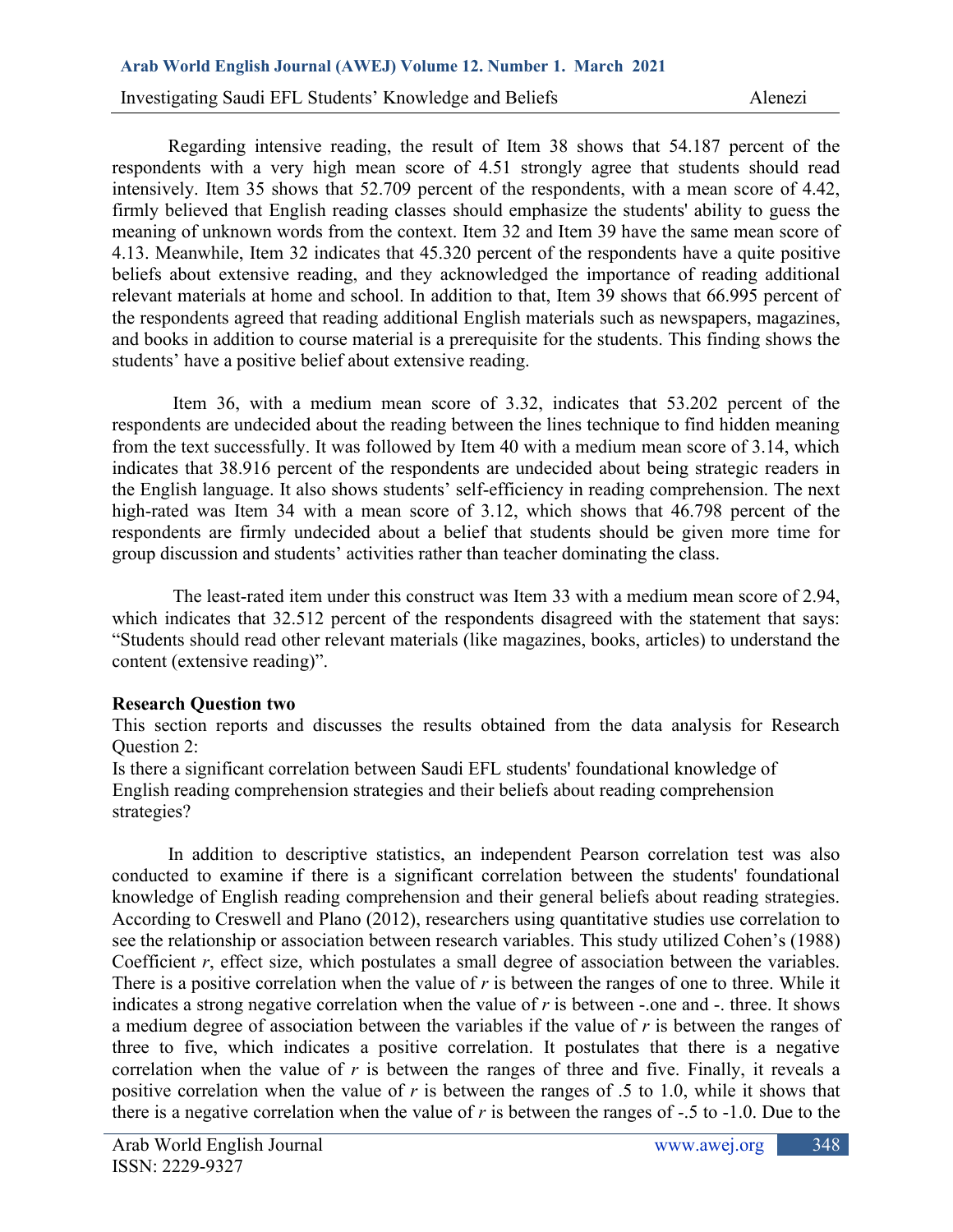Regarding intensive reading, the result of Item 38 shows that 54.187 percent of the respondents with a very high mean score of 4.51 strongly agree that students should read intensively. Item 35 shows that 52.709 percent of the respondents, with a mean score of 4.42, firmly believed that English reading classes should emphasize the students' ability to guess the meaning of unknown words from the context. Item 32 and Item 39 have the same mean score of 4.13. Meanwhile, Item 32 indicates that 45.320 percent of the respondents have a quite positive beliefs about extensive reading, and they acknowledged the importance of reading additional relevant materials at home and school. In addition to that, Item 39 shows that 66.995 percent of the respondents agreed that reading additional English materials such as newspapers, magazines, and books in addition to course material is a prerequisite for the students. This finding shows the students' have a positive belief about extensive reading.

Item 36, with a medium mean score of 3.32, indicates that 53.202 percent of the respondents are undecided about the reading between the lines technique to find hidden meaning from the text successfully. It was followed by Item 40 with a medium mean score of 3.14, which indicates that 38.916 percent of the respondents are undecided about being strategic readers in the English language. It also shows students' self-efficiency in reading comprehension. The next high-rated was Item 34 with a mean score of 3.12, which shows that 46.798 percent of the respondents are firmly undecided about a belief that students should be given more time for group discussion and students' activities rather than teacher dominating the class.

The least-rated item under this construct was Item 33 with a medium mean score of 2.94, which indicates that 32.512 percent of the respondents disagreed with the statement that says: "Students should read other relevant materials (like magazines, books, articles) to understand the content (extensive reading)".

**Research Question two**

This section reports and discusses the results obtained from the data analysis for Research Question 2:

Is there a significant correlation between Saudi EFL students' foundational knowledge of English reading comprehension strategies and their beliefs about reading comprehension strategies?

In addition to descriptive statistics, an independent Pearson correlation test was also conducted to examine if there is a significant correlation between the students' foundational knowledge of English reading comprehension and their general beliefs about reading strategies. According to Creswell and Plano (2012), researchers using quantitative studies use correlation to see the relationship or association between research variables. This study utilized Cohen's (1988) Coefficient *r*, effect size, which postulates a small degree of association between the variables. There is a positive correlation when the value of *r* is between the ranges of one to three. While it indicates a strong negative correlation when the value of *r* is between -.one and -. three. It shows a medium degree of association between the variables if the value of *r* is between the ranges of three to five, which indicates a positive correlation. It postulates that there is a negative correlation when the value of *r* is between the ranges of three and five. Finally, it reveals a positive correlation when the value of *r* is between the ranges of .5 to 1.0, while it shows that there is a negative correlation when the value of *r* is between the ranges of -.5 to -1.0. Due to the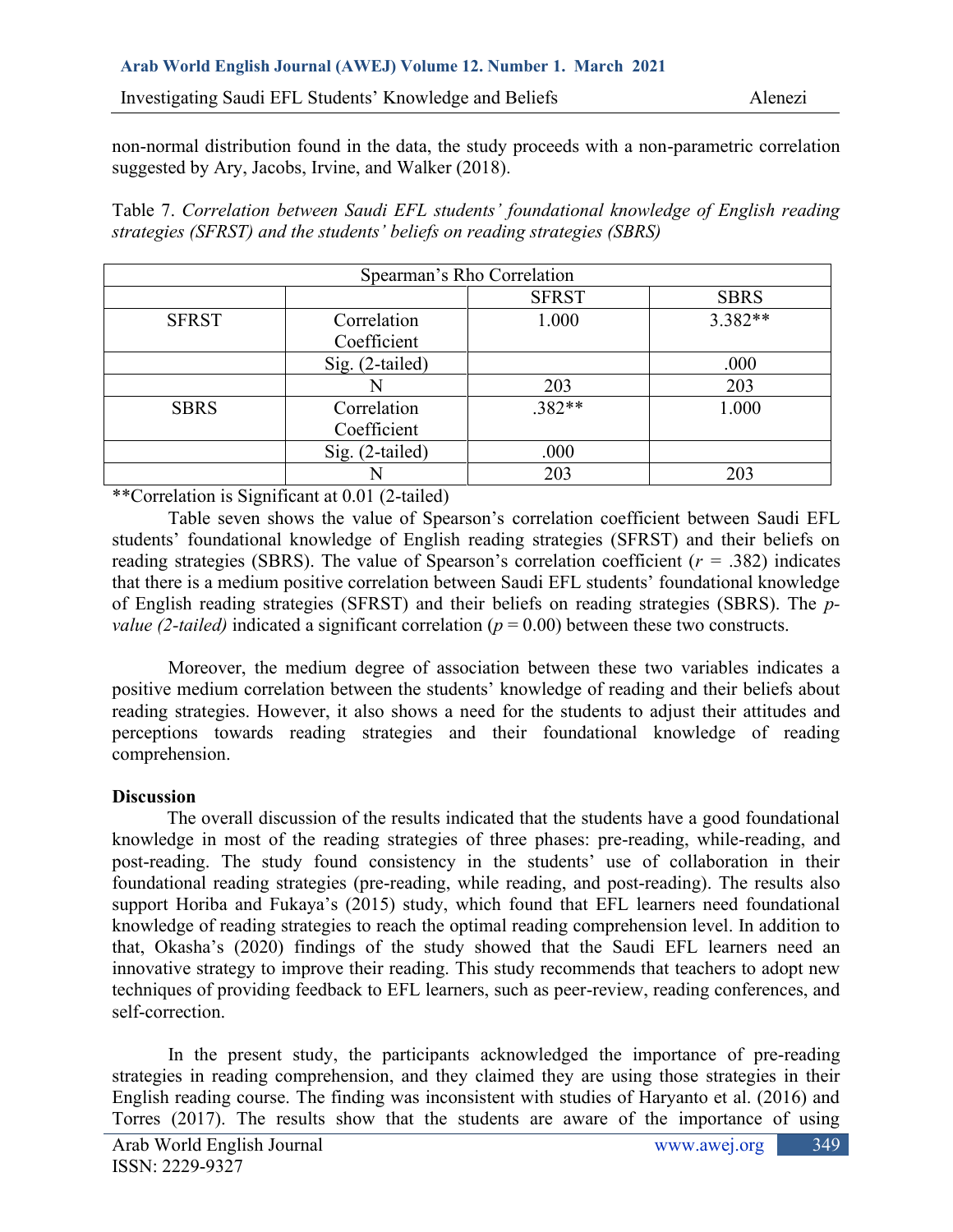non-normal distribution found in the data, the study proceeds with a non-parametric correlation suggested by Ary, Jacobs, Irvine, and Walker (2018).

Table 7. *Correlation between Saudi EFL students' foundational knowledge of English reading strategies (SFRST) and the students' beliefs on reading strategies (SBRS)*

| Spearman's Rho Correlation | | | |
|---|---|---|---|
| | | SFRST | SBRS |
| SFRST | Correlation Coefficient | 1.000 | 3.382** |
| | Sig. (2-tailed) | | .000 |
| | N | 203 | 203 |
| SBRS | Correlation Coefficient | .382** | 1.000 |
| | Sig. (2-tailed) | .000 | |
| | N | 203 | 203 |

**Correlation is Significant at 0.01 (2-tailed)

Table seven shows the value of Spearson's correlation coefficient between Saudi EFL students' foundational knowledge of English reading strategies (SFRST) and their beliefs on reading strategies (SBRS). The value of Spearson's correlation coefficient ($r$ = .382) indicates that there is a medium positive correlation between Saudi EFL students' foundational knowledge of English reading strategies (SFRST) and their beliefs on reading strategies (SBRS). The *p-value (2-tailed)* indicated a significant correlation ($p$ = 0.00) between these two constructs.

Moreover, the medium degree of association between these two variables indicates a positive medium correlation between the students' knowledge of reading and their beliefs about reading strategies. However, it also shows a need for the students to adjust their attitudes and perceptions towards reading strategies and their foundational knowledge of reading comprehension.

## Discussion

The overall discussion of the results indicated that the students have a good foundational knowledge in most of the reading strategies of three phases: pre-reading, while-reading, and post-reading. The study found consistency in the students' use of collaboration in their foundational reading strategies (pre-reading, while reading, and post-reading). The results also support Horiba and Fukaya's (2015) study, which found that EFL learners need foundational knowledge of reading strategies to reach the optimal reading comprehension level. In addition to that, Okasha's (2020) findings of the study showed that the Saudi EFL learners need an innovative strategy to improve their reading. This study recommends that teachers to adopt new techniques of providing feedback to EFL learners, such as peer-review, reading conferences, and self-correction.

In the present study, the participants acknowledged the importance of pre-reading strategies in reading comprehension, and they claimed they are using those strategies in their English reading course. The finding was inconsistent with studies of Haryanto et al. (2016) and Torres (2017). The results show that the students are aware of the importance of using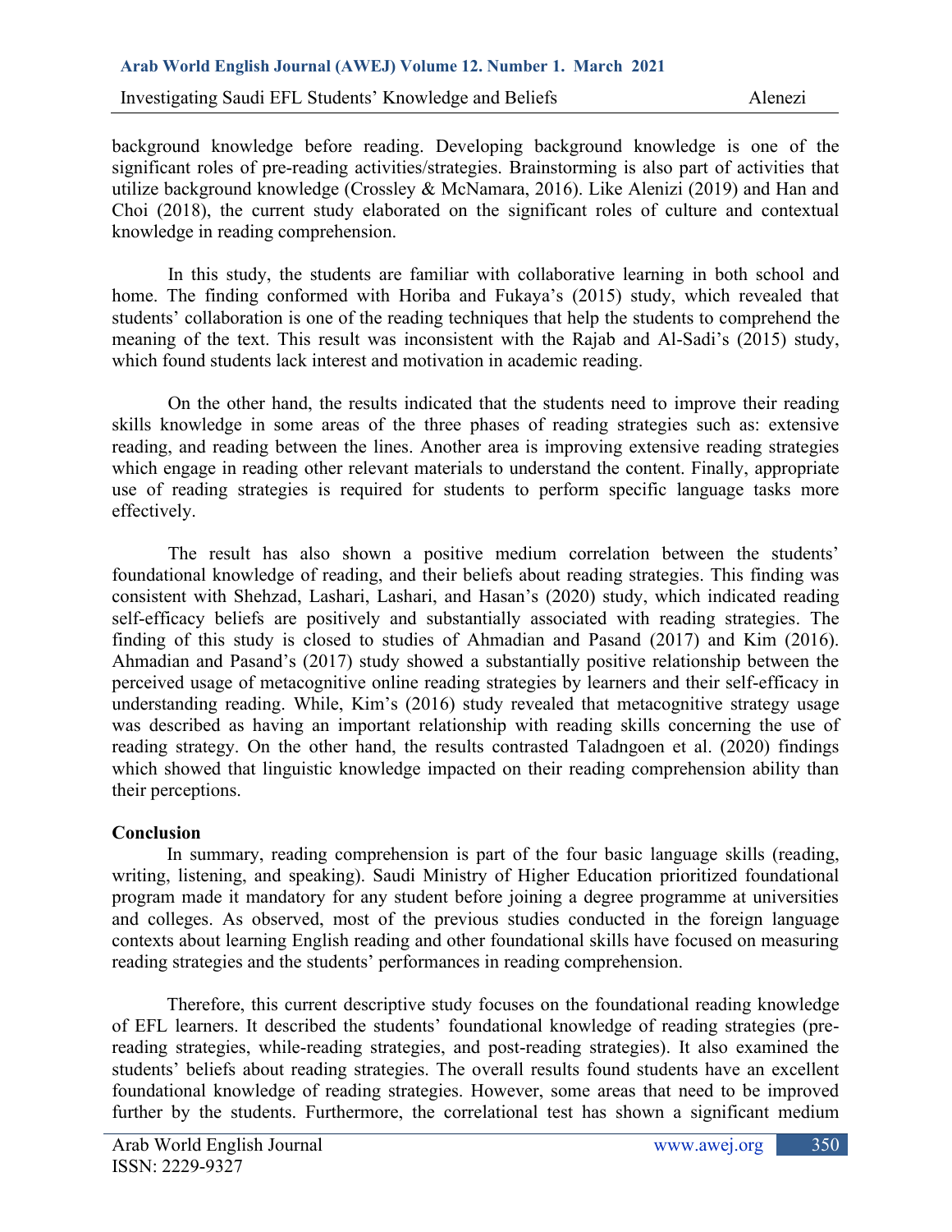background knowledge before reading. Developing background knowledge is one of the significant roles of pre-reading activities/strategies. Brainstorming is also part of activities that utilize background knowledge (Crossley & McNamara, 2016). Like Alenizi (2019) and Han and Choi (2018), the current study elaborated on the significant roles of culture and contextual knowledge in reading comprehension.

In this study, the students are familiar with collaborative learning in both school and home. The finding conformed with Horiba and Fukaya's (2015) study, which revealed that students' collaboration is one of the reading techniques that help the students to comprehend the meaning of the text. This result was inconsistent with the Rajab and Al-Sadi's (2015) study, which found students lack interest and motivation in academic reading.

On the other hand, the results indicated that the students need to improve their reading skills knowledge in some areas of the three phases of reading strategies such as: extensive reading, and reading between the lines. Another area is improving extensive reading strategies which engage in reading other relevant materials to understand the content. Finally, appropriate use of reading strategies is required for students to perform specific language tasks more effectively.

The result has also shown a positive medium correlation between the students' foundational knowledge of reading, and their beliefs about reading strategies. This finding was consistent with Shehzad, Lashari, Lashari, and Hasan's (2020) study, which indicated reading self-efficacy beliefs are positively and substantially associated with reading strategies. The finding of this study is closed to studies of Ahmadian and Pasand (2017) and Kim (2016). Ahmadian and Pasand's (2017) study showed a substantially positive relationship between the perceived usage of metacognitive online reading strategies by learners and their self-efficacy in understanding reading. While, Kim's (2016) study revealed that metacognitive strategy usage was described as having an important relationship with reading skills concerning the use of reading strategy. On the other hand, the results contrasted Taladngoen et al. (2020) findings which showed that linguistic knowledge impacted on their reading comprehension ability than their perceptions.

## Conclusion

In summary, reading comprehension is part of the four basic language skills (reading, writing, listening, and speaking). Saudi Ministry of Higher Education prioritized foundational program made it mandatory for any student before joining a degree programme at universities and colleges. As observed, most of the previous studies conducted in the foreign language contexts about learning English reading and other foundational skills have focused on measuring reading strategies and the students' performances in reading comprehension.

Therefore, this current descriptive study focuses on the foundational reading knowledge of EFL learners. It described the students' foundational knowledge of reading strategies (pre-reading strategies, while-reading strategies, and post-reading strategies). It also examined the students' beliefs about reading strategies. The overall results found students have an excellent foundational knowledge of reading strategies. However, some areas that need to be improved further by the students. Furthermore, the correlational test has shown a significant medium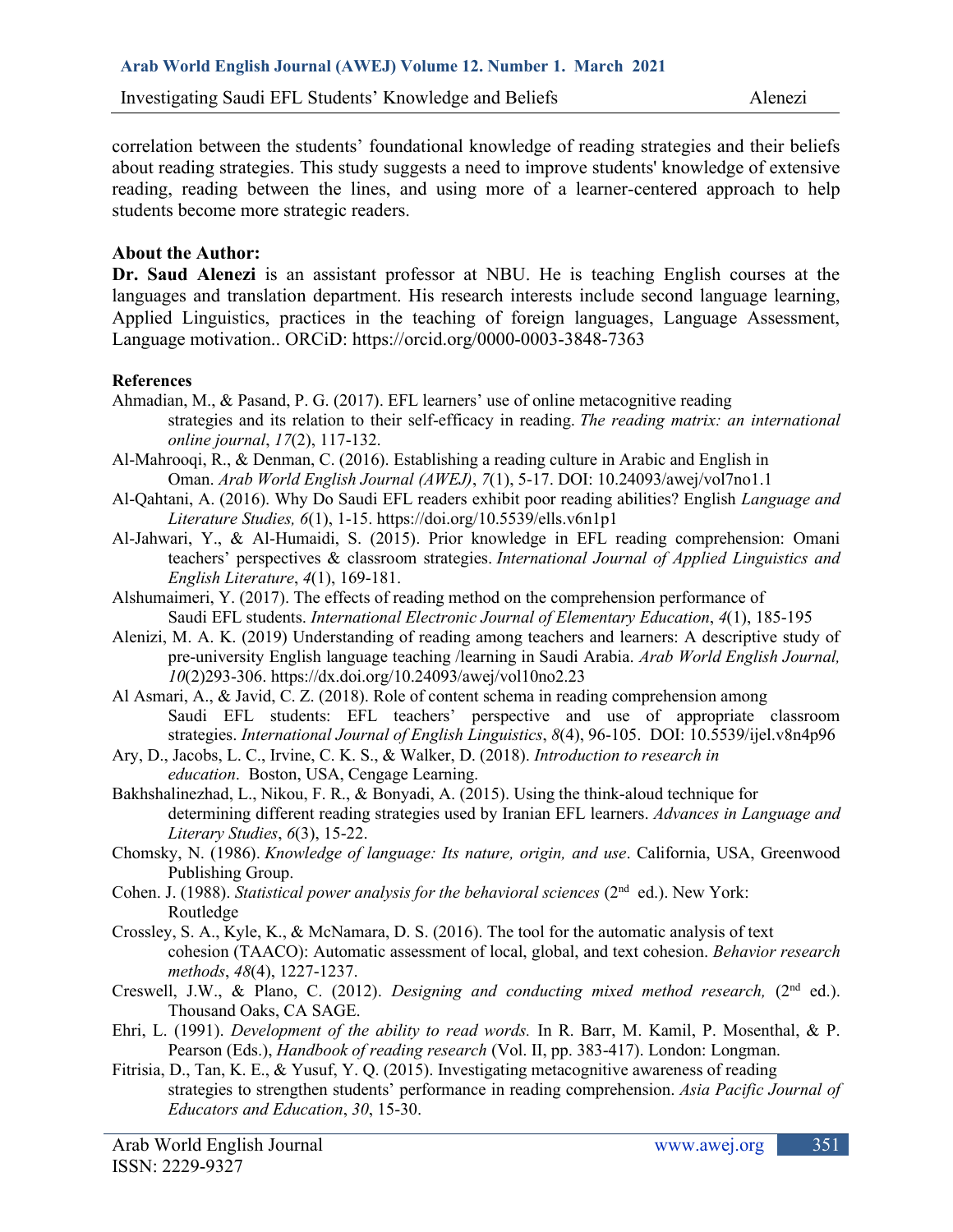correlation between the students' foundational knowledge of reading strategies and their beliefs about reading strategies. This study suggests a need to improve students' knowledge of extensive reading, reading between the lines, and using more of a learner-centered approach to help students become more strategic readers.

**About the Author:**

**Dr. Saud Alenezi** is an assistant professor at NBU. He is teaching English courses at the languages and translation department. His research interests include second language learning, Applied Linguistics, practices in the teaching of foreign languages, Language Assessment, Language motivation.. ORCiD: https://orcid.org/0000-0003-3848-7363

**References**

Ahmadian, M., & Pasand, P. G. (2017). EFL learners' use of online metacognitive reading strategies and its relation to their self-efficacy in reading. *The reading matrix: an international online journal*, *17*(2), 117-132.

Al-Mahrooqi, R., & Denman, C. (2016). Establishing a reading culture in Arabic and English in Oman. *Arab World English Journal (AWEJ)*, *7*(1), 5-17. DOI: 10.24093/awej/vol7no1.1

Al-Qahtani, A. (2016). Why Do Saudi EFL readers exhibit poor reading abilities? English *Language and Literature Studies, 6*(1), 1-15. https://doi.org/10.5539/ells.v6n1p1

Al-Jahwari, Y., & Al-Humaidi, S. (2015). Prior knowledge in EFL reading comprehension: Omani teachers' perspectives & classroom strategies. *International Journal of Applied Linguistics and English Literature*, *4*(1), 169-181.

Alshumaimeri, Y. (2017). The effects of reading method on the comprehension performance of Saudi EFL students. *International Electronic Journal of Elementary Education*, *4*(1), 185-195

Alenizi, M. A. K. (2019) Understanding of reading among teachers and learners: A descriptive study of pre-university English language teaching /learning in Saudi Arabia. *Arab World English Journal, 10*(2)293-306. https://dx.doi.org/10.24093/awej/vol10no2.23

Al Asmari, A., & Javid, C. Z. (2018). Role of content schema in reading comprehension among Saudi EFL students: EFL teachers' perspective and use of appropriate classroom strategies. *International Journal of English Linguistics*, *8*(4), 96-105. DOI: 10.5539/ijel.v8n4p96

Ary, D., Jacobs, L. C., Irvine, C. K. S., & Walker, D. (2018). *Introduction to research in education*. Boston, USA, Cengage Learning.

Bakhshalinezhad, L., Nikou, F. R., & Bonyadi, A. (2015). Using the think-aloud technique for determining different reading strategies used by Iranian EFL learners. *Advances in Language and Literary Studies*, *6*(3), 15-22.

Chomsky, N. (1986). *Knowledge of language: Its nature, origin, and use*. California, USA, Greenwood Publishing Group.

Cohen. J. (1988). *Statistical power analysis for the behavioral sciences* (2nd ed.). New York: Routledge

Crossley, S. A., Kyle, K., & McNamara, D. S. (2016). The tool for the automatic analysis of text cohesion (TAACO): Automatic assessment of local, global, and text cohesion. *Behavior research methods*, *48*(4), 1227-1237.

Creswell, J.W., & Plano, C. (2012). *Designing and conducting mixed method research,* (2nd ed.). Thousand Oaks, CA SAGE.

Ehri, L. (1991). *Development of the ability to read words.* In R. Barr, M. Kamil, P. Mosenthal, & P. Pearson (Eds.), *Handbook of reading research* (Vol. II, pp. 383-417). London: Longman.

Fitrisia, D., Tan, K. E., & Yusuf, Y. Q. (2015). Investigating metacognitive awareness of reading strategies to strengthen students' performance in reading comprehension. *Asia Pacific Journal of Educators and Education*, *30*, 15-30.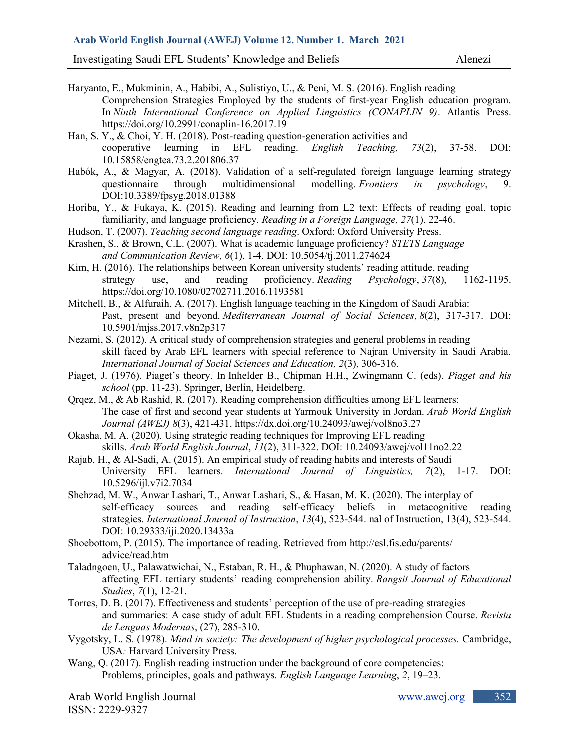Haryanto, E., Mukminin, A., Habibi, A., Sulistiyo, U., & Peni, M. S. (2016). English reading Comprehension Strategies Employed by the students of first-year English education program. In *Ninth International Conference on Applied Linguistics (CONAPLIN 9)*. Atlantis Press. https://doi.org/10.2991/conaplin-16.2017.19

Han, S. Y., & Choi, Y. H. (2018). Post-reading question-generation activities and cooperative learning in EFL reading. *English Teaching, 73*(2), 37-58. DOI: 10.15858/engtea.73.2.201806.37

Habók, A., & Magyar, A. (2018). Validation of a self-regulated foreign language learning strategy questionnaire through multidimensional modelling. *Frontiers in psychology*, 9. DOI:10.3389/fpsyg.2018.01388

Horiba, Y., & Fukaya, K. (2015). Reading and learning from L2 text: Effects of reading goal, topic familiarity, and language proficiency. *Reading in a Foreign Language, 27*(1), 22-46.

Hudson, T. (2007). *Teaching second language reading*. Oxford: Oxford University Press.

Krashen, S., & Brown, C.L. (2007). What is academic language proficiency? *STETS Language and Communication Review, 6*(1), 1-4. DOI: 10.5054/tj.2011.274624

Kim, H. (2016). The relationships between Korean university students' reading attitude, reading strategy use, and reading proficiency. *Reading Psychology*, *37*(8), 1162-1195. https://doi.org/10.1080/02702711.2016.1193581

Mitchell, B., & Alfuraih, A. (2017). English language teaching in the Kingdom of Saudi Arabia: Past, present and beyond. *Mediterranean Journal of Social Sciences*, *8*(2), 317-317. DOI: 10.5901/mjss.2017.v8n2p317

Nezami, S. (2012). A critical study of comprehension strategies and general problems in reading skill faced by Arab EFL learners with special reference to Najran University in Saudi Arabia. *International Journal of Social Sciences and Education, 2*(3), 306-316.

Piaget, J. (1976). Piaget's theory. In Inhelder B., Chipman H.H., Zwingmann C. (eds). *Piaget and his school* (pp. 11-23). Springer, Berlin, Heidelberg.

Qrqez, M., & Ab Rashid, R. (2017). Reading comprehension difficulties among EFL learners: The case of first and second year students at Yarmouk University in Jordan. *Arab World English Journal (AWEJ) 8*(3), 421-431. https://dx.doi.org/10.24093/awej/vol8no3.27

Okasha, M. A. (2020). Using strategic reading techniques for Improving EFL reading skills. *Arab World English Journal*, *11*(2), 311-322. DOI: 10.24093/awej/vol11no2.22

Rajab, H., & Al-Sadi, A. (2015). An empirical study of reading habits and interests of Saudi University EFL learners. *International Journal of Linguistics, 7*(2), 1-17. DOI: 10.5296/ijl.v7i2.7034

Shehzad, M. W., Anwar Lashari, T., Anwar Lashari, S., & Hasan, M. K. (2020). The interplay of self-efficacy sources and reading self-efficacy beliefs in metacognitive reading strategies. *International Journal of Instruction*, *13*(4), 523-544. nal of Instruction, 13(4), 523-544. DOI: 10.29333/iji.2020.13433a

Shoebottom, P. (2015). The importance of reading. Retrieved from http://esl.fis.edu/parents/advice/read.htm

Taladngoen, U., Palawatwichai, N., Estaban, R. H., & Phuphawan, N. (2020). A study of factors affecting EFL tertiary students' reading comprehension ability. *Rangsit Journal of Educational Studies*, *7*(1), 12-21.

Torres, D. B. (2017). Effectiveness and students' perception of the use of pre-reading strategies and summaries: A case study of adult EFL Students in a reading comprehension Course. *Revista de Lenguas Modernas*, (27), 285-310.

Vygotsky, L. S. (1978). *Mind in society: The development of higher psychological processes.* Cambridge, USA*:* Harvard University Press.

Wang, Q. (2017). English reading instruction under the background of core competencies: Problems, principles, goals and pathways. *English Language Learning*, *2*, 19–23.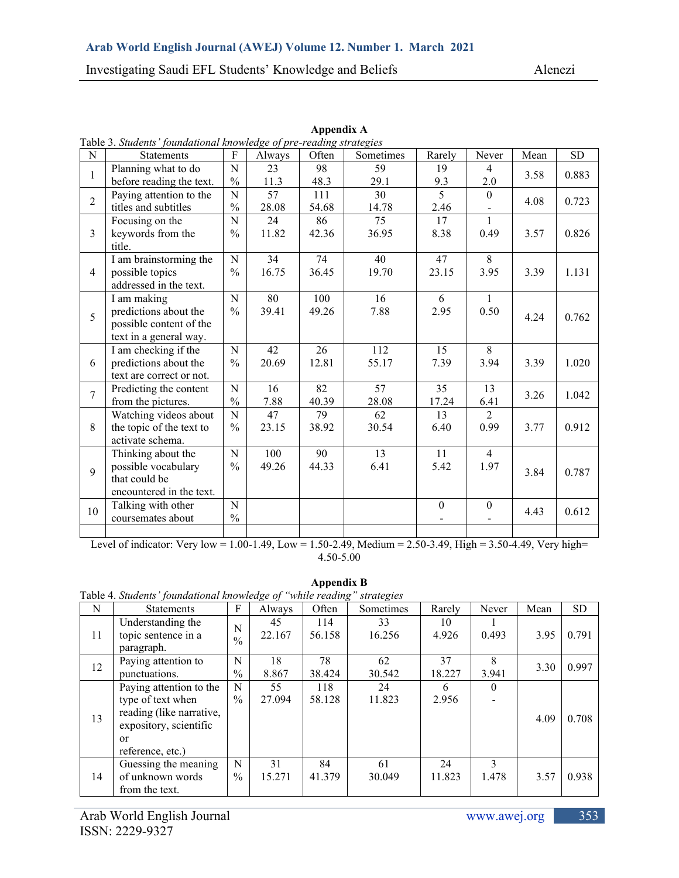## Appendix A

Table 3. *Students' foundational knowledge of pre-reading strategies*

| N | Statements | F | Always | Often | Sometimes | Rarely | Never | Mean | SD |
|---|---|---|---|---|---|---|---|---|---|
| 1 | Planning what to do before reading the text. | N<br>% | 23<br>11.3 | 98<br>48.3 | 59<br>29.1 | 19<br>9.3 | 4<br>2.0 | 3.58 | 0.883 |
| 2 | Paying attention to the titles and subtitles | N<br>% | 57<br>28.08 | 111<br>54.68 | 30<br>14.78 | 5<br>2.46 | 0<br>- | 4.08 | 0.723 |
| 3 | Focusing on the keywords from the title. | N<br>% | 24<br>11.82 | 86<br>42.36 | 75<br>36.95 | 17<br>8.38 | 1<br>0.49 | 3.57 | 0.826 |
| 4 | I am brainstorming the possible topics addressed in the text. | N<br>% | 34<br>16.75 | 74<br>36.45 | 40<br>19.70 | 47<br>23.15 | 8<br>3.95 | 3.39 | 1.131 |
| 5 | I am making predictions about the possible content of the text in a general way. | N<br>% | 80<br>39.41 | 100<br>49.26 | 16<br>7.88 | 6<br>2.95 | 1<br>0.50 | 4.24 | 0.762 |
| 6 | I am checking if the predictions about the text are correct or not. | N<br>% | 42<br>20.69 | 26<br>12.81 | 112<br>55.17 | 15<br>7.39 | 8<br>3.94 | 3.39 | 1.020 |
| 7 | Predicting the content from the pictures. | N<br>% | 16<br>7.88 | 82<br>40.39 | 57<br>28.08 | 35<br>17.24 | 13<br>6.41 | 3.26 | 1.042 |
| 8 | Watching videos about the topic of the text to activate schema. | N<br>% | 47<br>23.15 | 79<br>38.92 | 62<br>30.54 | 13<br>6.40 | 2<br>0.99 | 3.77 | 0.912 |
| 9 | Thinking about the possible vocabulary that could be encountered in the text. | N<br>% | 100<br>49.26 | 90<br>44.33 | 13<br>6.41 | 11<br>5.42 | 4<br>1.97 | 3.84 | 0.787 |
| 10 | Talking with other coursemates about | N<br>% | | | | 0<br>- | 0<br>- | 4.43 | 0.612 |
| | | | | | | | | | |

Level of indicator: Very low = 1.00-1.49, Low = 1.50-2.49, Medium = 2.50-3.49, High = 3.50-4.49, Very high= 4.50-5.00

## Appendix B

Table 4. *Students' foundational knowledge of "while reading" strategies*

| N | Statements | F | Always | Often | Sometimes | Rarely | Never | Mean | SD |
|---|---|---|---|---|---|---|---|---|---|
| 11 | Understanding the topic sentence in a paragraph. | N<br>% | 45<br>22.167 | 114<br>56.158 | 33<br>16.256 | 10<br>4.926 | 1<br>0.493 | 3.95 | 0.791 |
| 12 | Paying attention to punctuations. | N<br>% | 18<br>8.867 | 78<br>38.424 | 62<br>30.542 | 37<br>18.227 | 8<br>3.941 | 3.30 | 0.997 |
| 13 | Paying attention to the type of text when reading (like narrative, expository, scientific or reference, etc.) | N<br>% | 55<br>27.094 | 118<br>58.128 | 24<br>11.823 | 6<br>2.956 | 0<br>- | 4.09 | 0.708 |
| 14 | Guessing the meaning of unknown words from the text. | N<br>% | 31<br>15.271 | 84<br>41.379 | 61<br>30.049 | 24<br>11.823 | 3<br>1.478 | 3.57 | 0.938 |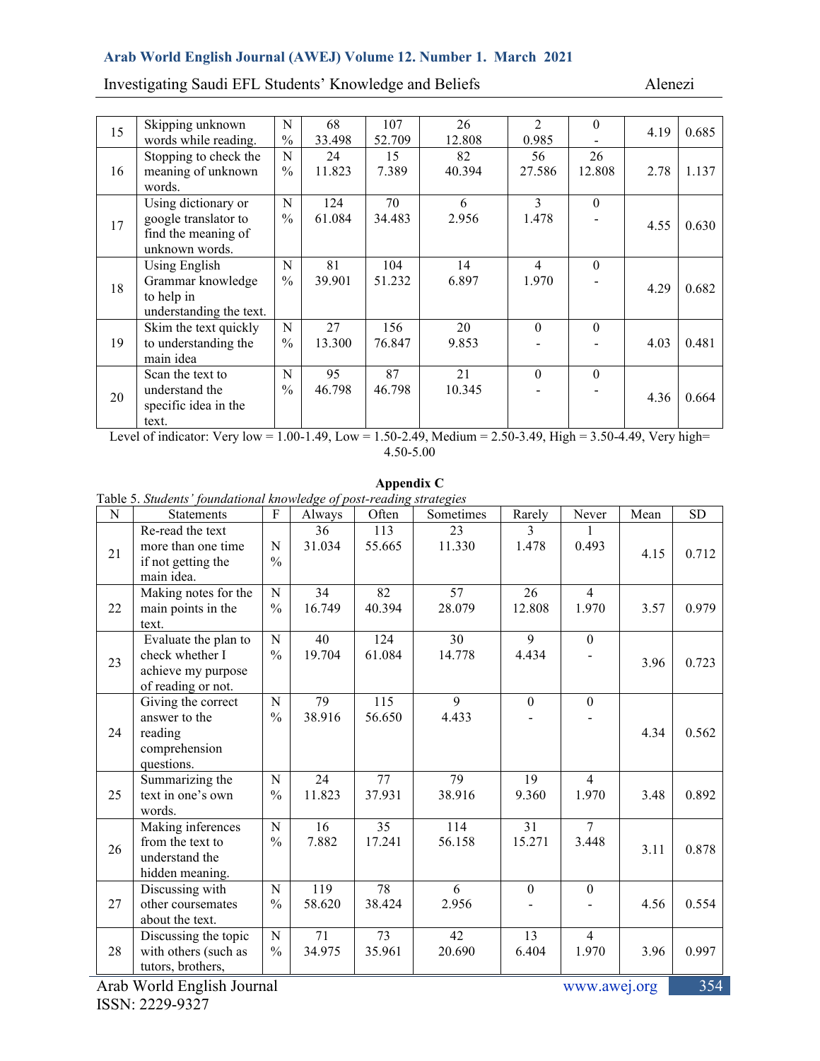| | | | | | | | | | |
|---|---|---|---|---|---|---|---|---|---|
| 15 | Skipping unknown words while reading. | N<br>% | 68<br>33.498 | 107<br>52.709 | 26<br>12.808 | 2<br>0.985 | 0<br>- | 4.19 | 0.685 |
| 16 | Stopping to check the meaning of unknown words. | N<br>% | 24<br>11.823 | 15<br>7.389 | 82<br>40.394 | 56<br>27.586 | 26<br>12.808 | 2.78 | 1.137 |
| 17 | Using dictionary or google translator to find the meaning of unknown words. | N<br>% | 124<br>61.084 | 70<br>34.483 | 6<br>2.956 | 3<br>1.478 | 0<br>- | 4.55 | 0.630 |
| 18 | Using English Grammar knowledge to help in understanding the text. | N<br>% | 81<br>39.901 | 104<br>51.232 | 14<br>6.897 | 4<br>1.970 | 0<br>- | 4.29 | 0.682 |
| 19 | Skim the text quickly to understanding the main idea | N<br>% | 27<br>13.300 | 156<br>76.847 | 20<br>9.853 | 0<br>- | 0<br>- | 4.03 | 0.481 |
| 20 | Scan the text to understand the specific idea in the text. | N<br>% | 95<br>46.798 | 87<br>46.798 | 21<br>10.345 | 0<br>- | 0<br>- | 4.36 | 0.664 |

Level of indicator: Very low = 1.00-1.49, Low = 1.50-2.49, Medium = 2.50-3.49, High = 3.50-4.49, Very high= 4.50-5.00

**Appendix C**

Table 5. *Students' foundational knowledge of post-reading strategies*

| N | Statements | F | Always | Often | Sometimes | Rarely | Never | Mean | SD |
|---|---|---|---|---|---|---|---|---|---|
| 21 | Re-read the text more than one time if not getting the main idea. | N<br>% | 36<br>31.034 | 113<br>55.665 | 23<br>11.330 | 3<br>1.478 | 1<br>0.493 | 4.15 | 0.712 |
| 22 | Making notes for the main points in the text. | N<br>% | 34<br>16.749 | 82<br>40.394 | 57<br>28.079 | 26<br>12.808 | 4<br>1.970 | 3.57 | 0.979 |
| 23 | Evaluate the plan to check whether I achieve my purpose of reading or not. | N<br>% | 40<br>19.704 | 124<br>61.084 | 30<br>14.778 | 9<br>4.434 | 0<br>- | 3.96 | 0.723 |
| 24 | Giving the correct answer to the reading comprehension questions. | N<br>% | 79<br>38.916 | 115<br>56.650 | 9<br>4.433 | 0<br>- | 0<br>- | 4.34 | 0.562 |
| 25 | Summarizing the text in one's own words. | N<br>% | 24<br>11.823 | 77<br>37.931 | 79<br>38.916 | 19<br>9.360 | 4<br>1.970 | 3.48 | 0.892 |
| 26 | Making inferences from the text to understand the hidden meaning. | N<br>% | 16<br>7.882 | 35<br>17.241 | 114<br>56.158 | 31<br>15.271 | 7<br>3.448 | 3.11 | 0.878 |
| 27 | Discussing with other coursemates about the text. | N<br>% | 119<br>58.620 | 78<br>38.424 | 6<br>2.956 | 0<br>- | 0<br>- | 4.56 | 0.554 |
| 28 | Discussing the topic with others (such as tutors, brothers, | N<br>% | 71<br>34.975 | 73<br>35.961 | 42<br>20.690 | 13<br>6.404 | 4<br>1.970 | 3.96 | 0.997 |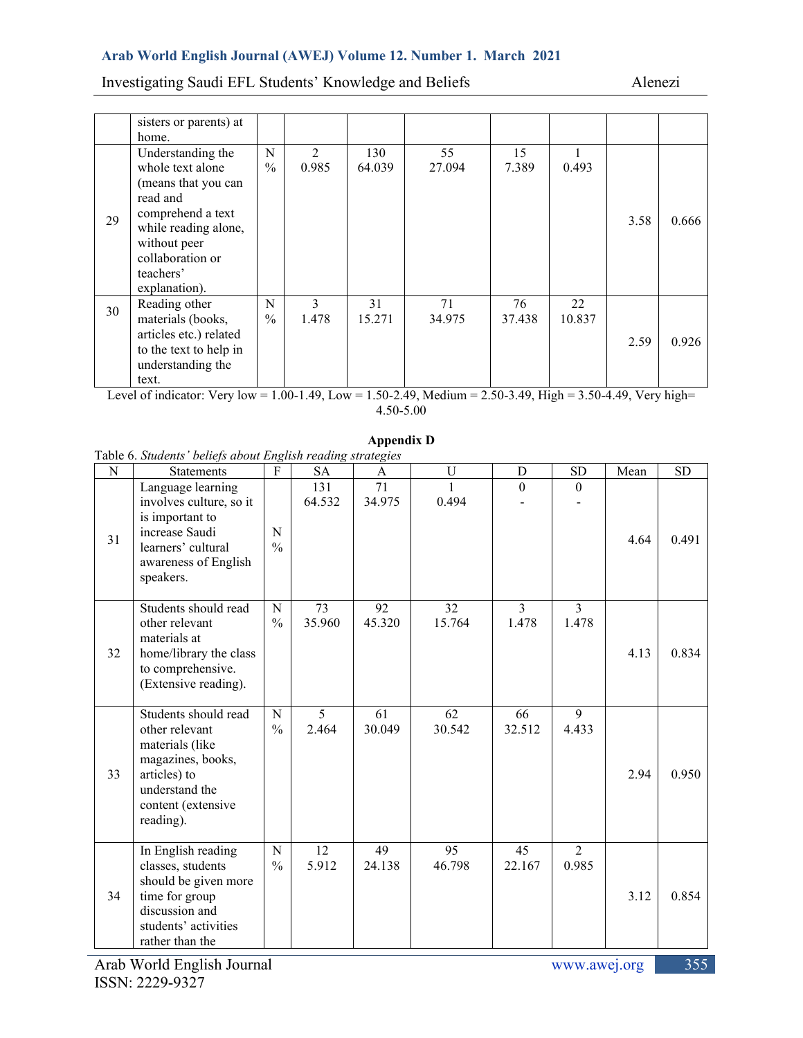| | sisters or parents) at home. | | | | | | | | |
|---|---|---|---|---|---|---|---|---|---|
| 29 | Understanding the whole text alone (means that you can read and comprehend a text while reading alone, without peer collaboration or teachers' explanation). | N<br>% | 2<br>0.985 | 130<br>64.039 | 55<br>27.094 | 15<br>7.389 | 1<br>0.493 | 3.58 | 0.666 |
| 30 | Reading other materials (books, articles etc.) related to the text to help in understanding the text. | N<br>% | 3<br>1.478 | 31<br>15.271 | 71<br>34.975 | 76<br>37.438 | 22<br>10.837 | 2.59 | 0.926 |

Level of indicator: Very low = 1.00-1.49, Low = 1.50-2.49, Medium = 2.50-3.49, High = 3.50-4.49, Very high= 4.50-5.00

## Appendix D

Table 6. *Students' beliefs about English reading strategies*

| N | Statements | F | SA | A | U | D | SD | Mean | SD |
|---|---|---|---|---|---|---|---|---|---|
| 31 | Language learning involves culture, so it is important to increase Saudi learners' cultural awareness of English speakers. | N<br>% | 131<br>64.532 | 71<br>34.975 | 1<br>0.494 | 0<br>- | 0<br>- | 4.64 | 0.491 |
| 32 | Students should read other relevant materials at home/library the class to comprehensive. (Extensive reading). | N<br>% | 73<br>35.960 | 92<br>45.320 | 32<br>15.764 | 3<br>1.478 | 3<br>1.478 | 4.13 | 0.834 |
| 33 | Students should read other relevant materials (like magazines, books, articles) to understand the content (extensive reading). | N<br>% | 5<br>2.464 | 61<br>30.049 | 62<br>30.542 | 66<br>32.512 | 9<br>4.433 | 2.94 | 0.950 |
| 34 | In English reading classes, students should be given more time for group discussion and students' activities rather than the | N<br>% | 12<br>5.912 | 49<br>24.138 | 95<br>46.798 | 45<br>22.167 | 2<br>0.985 | 3.12 | 0.854 |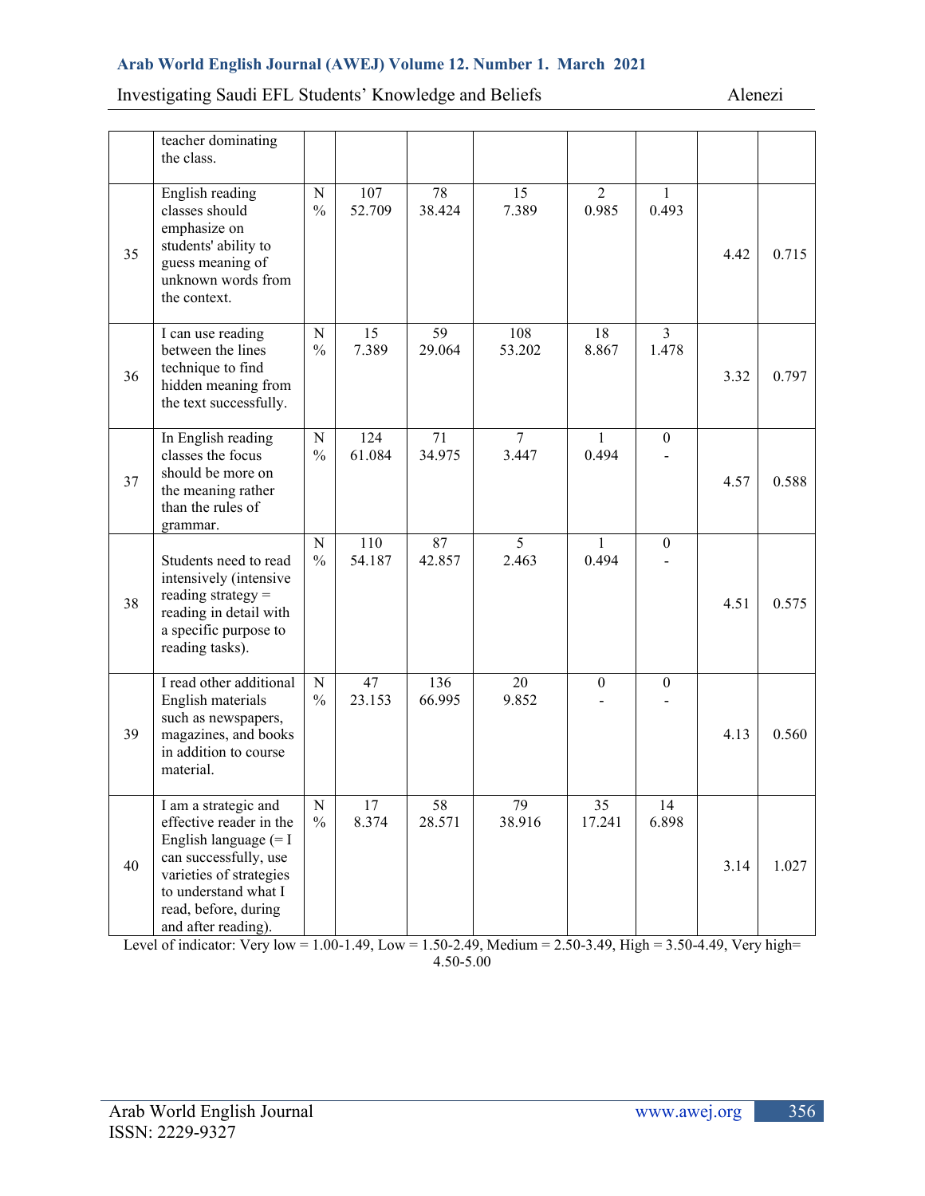| | | | | | | | | | |
|---|---|---|---|---|---|---|---|---|---|
| | teacher dominating the class. | | | | | | | | |
| 35 | English reading classes should emphasize on students' ability to guess meaning of unknown words from the context. | N<br>% | 107<br>52.709 | 78<br>38.424 | 15<br>7.389 | 2<br>0.985 | 1<br>0.493 | 4.42 | 0.715 |
| 36 | I can use reading between the lines technique to find hidden meaning from the text successfully. | N<br>% | 15<br>7.389 | 59<br>29.064 | 108<br>53.202 | 18<br>8.867 | 3<br>1.478 | 3.32 | 0.797 |
| 37 | In English reading classes the focus should be more on the meaning rather than the rules of grammar. | N<br>% | 124<br>61.084 | 71<br>34.975 | 7<br>3.447 | 1<br>0.494 | 0<br>- | 4.57 | 0.588 |
| 38 | Students need to read intensively (intensive reading strategy = reading in detail with a specific purpose to reading tasks). | N<br>% | 110<br>54.187 | 87<br>42.857 | 5<br>2.463 | 1<br>0.494 | 0<br>- | 4.51 | 0.575 |
| 39 | I read other additional English materials such as newspapers, magazines, and books in addition to course material. | N<br>% | 47<br>23.153 | 136<br>66.995 | 20<br>9.852 | 0<br>- | 0<br>- | 4.13 | 0.560 |
| 40 | I am a strategic and effective reader in the English language (= I can successfully, use varieties of strategies to understand what I read, before, during and after reading). | N<br>% | 17<br>8.374 | 58<br>28.571 | 79<br>38.916 | 35<br>17.241 | 14<br>6.898 | 3.14 | 1.027 |

Level of indicator: Very low = 1.00-1.49, Low = 1.50-2.49, Medium = 2.50-3.49, High = 3.50-4.49, Very high= 4.50-5.00